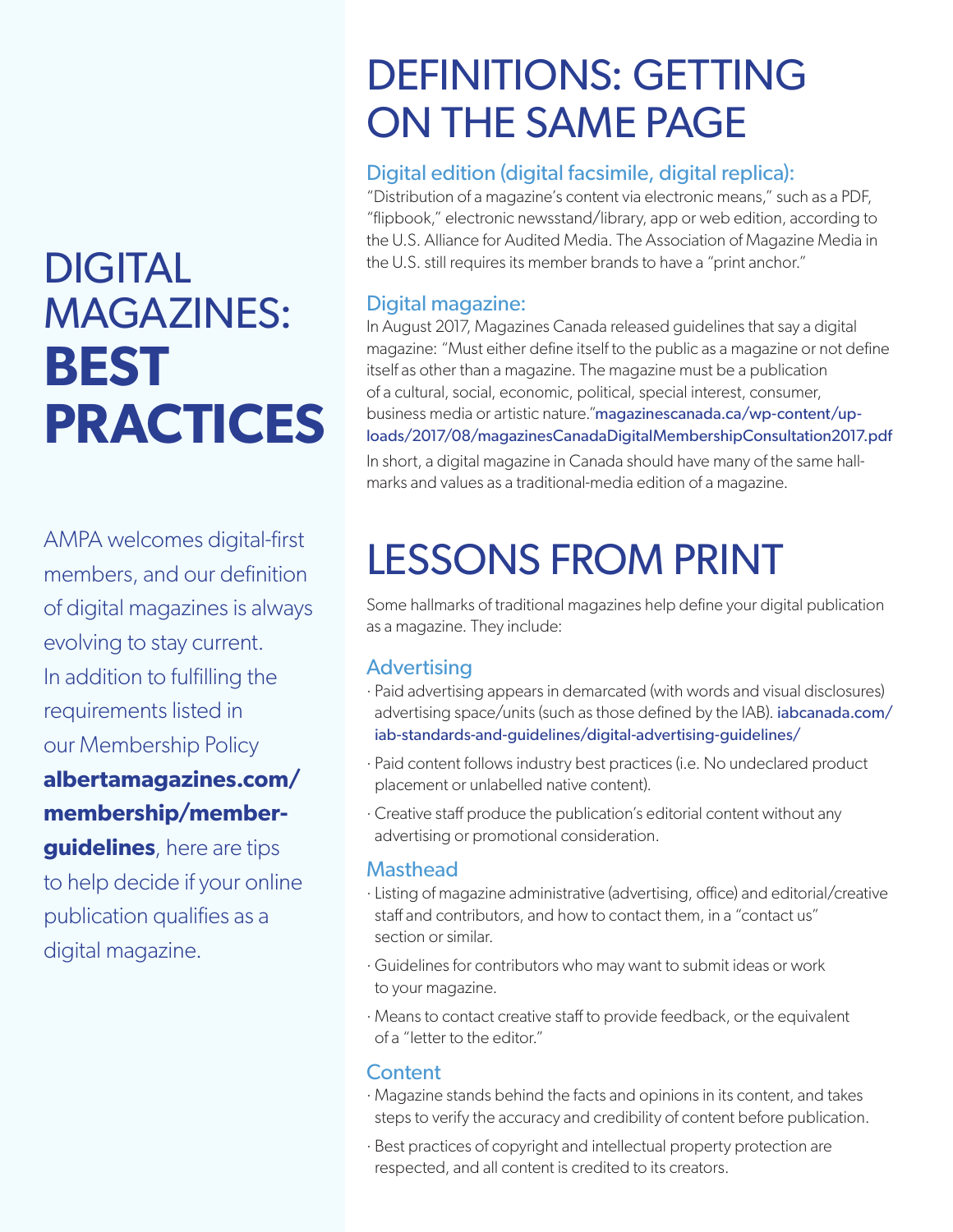# DIGITAL MAGAZINES: **BEST PRACTICES**

AMPA welcomes digital-first members, and our definition of digital magazines is always evolving to stay current. In addition to fulfilling the requirements listed in our Membership Policy **albertamagazines.com/membership/member-guidelines**, here are tips to help decide if your online publication qualifies as a digital magazine.

## DEFINITIONS: GETTING ON THE SAME PAGE

### Digital edition (digital facsimile, digital replica):

"Distribution of a magazine's content via electronic means," such as a PDF, "flipbook," electronic newsstand/library, app or web edition, according to the U.S. Alliance for Audited Media. The Association of Magazine Media in the U.S. still requires its member brands to have a "print anchor."

### Digital magazine:

In August 2017, Magazines Canada released guidelines that say a digital magazine: "Must either define itself to the public as a magazine or not define itself as other than a magazine. The magazine must be a publication of a cultural, social, economic, political, special interest, consumer, business media or artistic nature."magazinescanada.ca/wp-content/uploads/2017/08/magazinesCanadaDigitalMembershipConsultation2017.pdf

In short, a digital magazine in Canada should have many of the same hallmarks and values as a traditional-media edition of a magazine.

## LESSONS FROM PRINT

Some hallmarks of traditional magazines help define your digital publication as a magazine. They include:

### Advertising

- Paid advertising appears in demarcated (with words and visual disclosures) advertising space/units (such as those defined by the IAB). iabcanada.com/iab-standards-and-guidelines/digital-advertising-guidelines/
- Paid content follows industry best practices (i.e. No undeclared product placement or unlabelled native content).
- Creative staff produce the publication's editorial content without any advertising or promotional consideration.

### Masthead

- Listing of magazine administrative (advertising, office) and editorial/creative staff and contributors, and how to contact them, in a "contact us" section or similar.
- Guidelines for contributors who may want to submit ideas or work to your magazine.
- Means to contact creative staff to provide feedback, or the equivalent of a "letter to the editor."

### Content

- Magazine stands behind the facts and opinions in its content, and takes steps to verify the accuracy and credibility of content before publication.
- Best practices of copyright and intellectual property protection are respected, and all content is credited to its creators.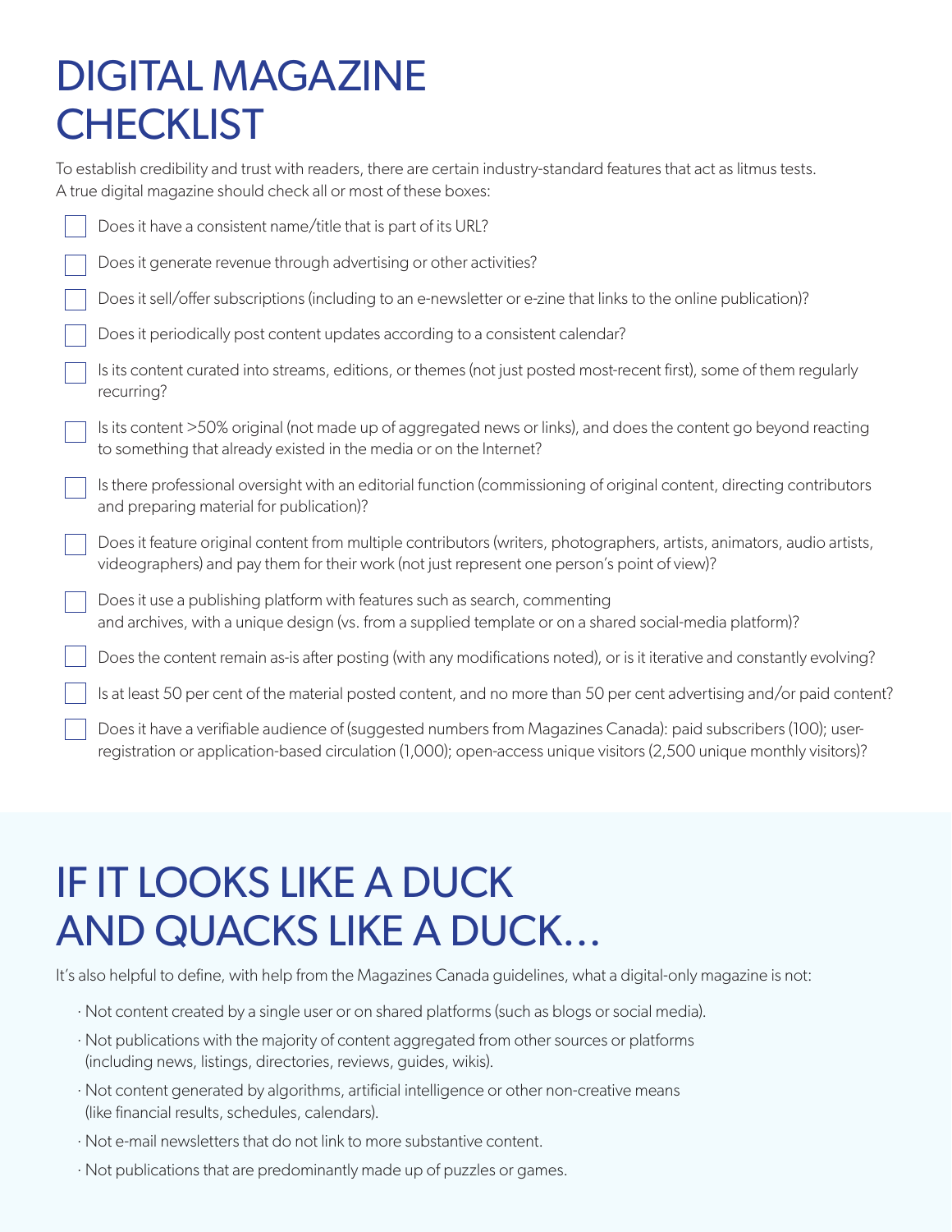# DIGITAL MAGAZINE CHECKLIST

To establish credibility and trust with readers, there are certain industry-standard features that act as litmus tests. A true digital magazine should check all or most of these boxes:

- [ ] Does it have a consistent name/title that is part of its URL?
- [ ] Does it generate revenue through advertising or other activities?
- [ ] Does it sell/offer subscriptions (including to an e-newsletter or e-zine that links to the online publication)?
- [ ] Does it periodically post content updates according to a consistent calendar?
- [ ] Is its content curated into streams, editions, or themes (not just posted most-recent first), some of them regularly recurring?
- [ ] Is its content >50% original (not made up of aggregated news or links), and does the content go beyond reacting to something that already existed in the media or on the Internet?
- [ ] Is there professional oversight with an editorial function (commissioning of original content, directing contributors and preparing material for publication)?
- [ ] Does it feature original content from multiple contributors (writers, photographers, artists, animators, audio artists, videographers) and pay them for their work (not just represent one person's point of view)?
- [ ] Does it use a publishing platform with features such as search, commenting and archives, with a unique design (vs. from a supplied template or on a shared social-media platform)?
- [ ] Does the content remain as-is after posting (with any modifications noted), or is it iterative and constantly evolving?
- [ ] Is at least 50 per cent of the material posted content, and no more than 50 per cent advertising and/or paid content?
- [ ] Does it have a verifiable audience of (suggested numbers from Magazines Canada): paid subscribers (100); user-registration or application-based circulation (1,000); open-access unique visitors (2,500 unique monthly visitors)?

# IF IT LOOKS LIKE A DUCK AND QUACKS LIKE A DUCK…

It's also helpful to define, with help from the Magazines Canada guidelines, what a digital-only magazine is not:

- Not content created by a single user or on shared platforms (such as blogs or social media).
- Not publications with the majority of content aggregated from other sources or platforms (including news, listings, directories, reviews, guides, wikis).
- Not content generated by algorithms, artificial intelligence or other non-creative means (like financial results, schedules, calendars).
- Not e-mail newsletters that do not link to more substantive content.
- Not publications that are predominantly made up of puzzles or games.